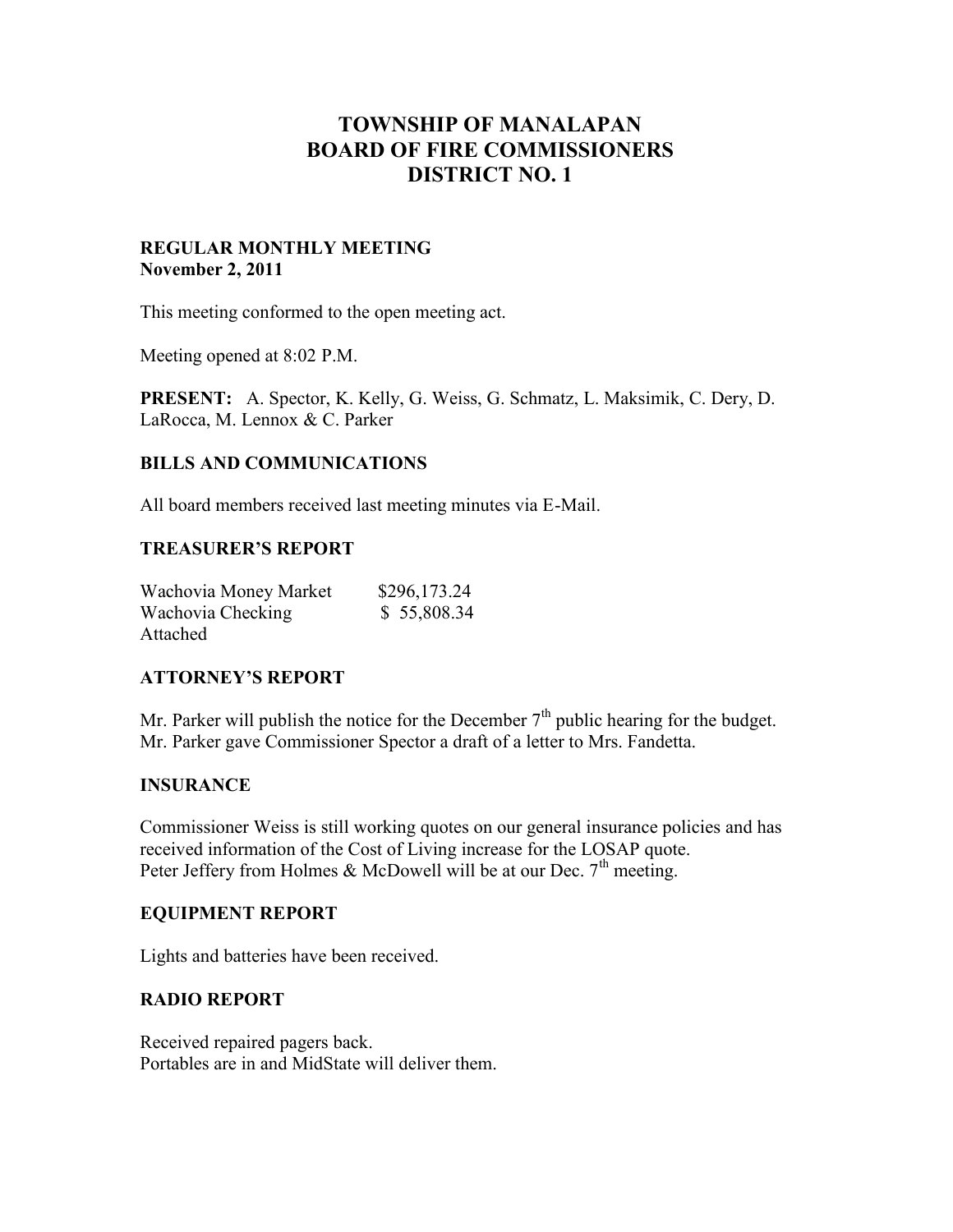# TOWNSHIP OF MANALAPAN
# BOARD OF FIRE COMMISSIONERS
# DISTRICT NO. 1

**REGULAR MONTHLY MEETING**
**November 2, 2011**

This meeting conformed to the open meeting act.

Meeting opened at 8:02 P.M.

**PRESENT:** A. Spector, K. Kelly, G. Weiss, G. Schmatz, L. Maksimik, C. Dery, D. LaRocca, M. Lennox & C. Parker

## BILLS AND COMMUNICATIONS

All board members received last meeting minutes via E-Mail.

## TREASURER'S REPORT

| | |
|---|---|
| Wachovia Money Market | $296,173.24 |
| Wachovia Checking | $ 55,808.34 |

Attached

## ATTORNEY'S REPORT

Mr. Parker will publish the notice for the December 7th public hearing for the budget.
Mr. Parker gave Commissioner Spector a draft of a letter to Mrs. Fandetta.

## INSURANCE

Commissioner Weiss is still working quotes on our general insurance policies and has received information of the Cost of Living increase for the LOSAP quote.
Peter Jeffery from Holmes & McDowell will be at our Dec. 7th meeting.

## EQUIPMENT REPORT

Lights and batteries have been received.

## RADIO REPORT

Received repaired pagers back.
Portables are in and MidState will deliver them.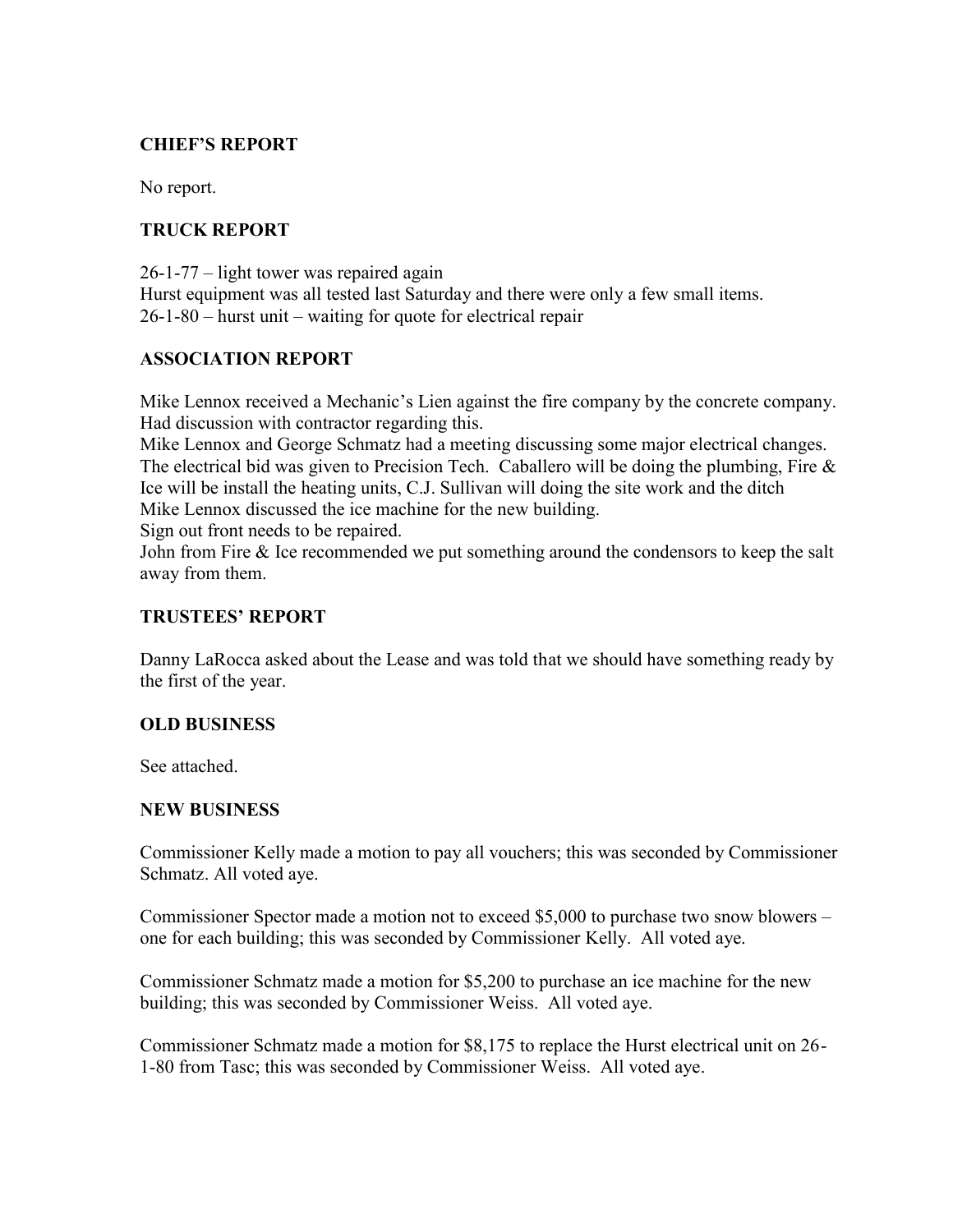## CHIEF'S REPORT

No report.

## TRUCK REPORT

26-1-77 – light tower was repaired again
Hurst equipment was all tested last Saturday and there were only a few small items.
26-1-80 – hurst unit – waiting for quote for electrical repair

## ASSOCIATION REPORT

Mike Lennox received a Mechanic's Lien against the fire company by the concrete company. Had discussion with contractor regarding this.
Mike Lennox and George Schmatz had a meeting discussing some major electrical changes. The electrical bid was given to Precision Tech. Caballero will be doing the plumbing, Fire & Ice will be install the heating units, C.J. Sullivan will doing the site work and the ditch
Mike Lennox discussed the ice machine for the new building.
Sign out front needs to be repaired.
John from Fire & Ice recommended we put something around the condensors to keep the salt away from them.

## TRUSTEES' REPORT

Danny LaRocca asked about the Lease and was told that we should have something ready by the first of the year.

## OLD BUSINESS

See attached.

## NEW BUSINESS

Commissioner Kelly made a motion to pay all vouchers; this was seconded by Commissioner Schmatz. All voted aye.

Commissioner Spector made a motion not to exceed $5,000 to purchase two snow blowers – one for each building; this was seconded by Commissioner Kelly. All voted aye.

Commissioner Schmatz made a motion for $5,200 to purchase an ice machine for the new building; this was seconded by Commissioner Weiss. All voted aye.

Commissioner Schmatz made a motion for $8,175 to replace the Hurst electrical unit on 26-1-80 from Tasc; this was seconded by Commissioner Weiss. All voted aye.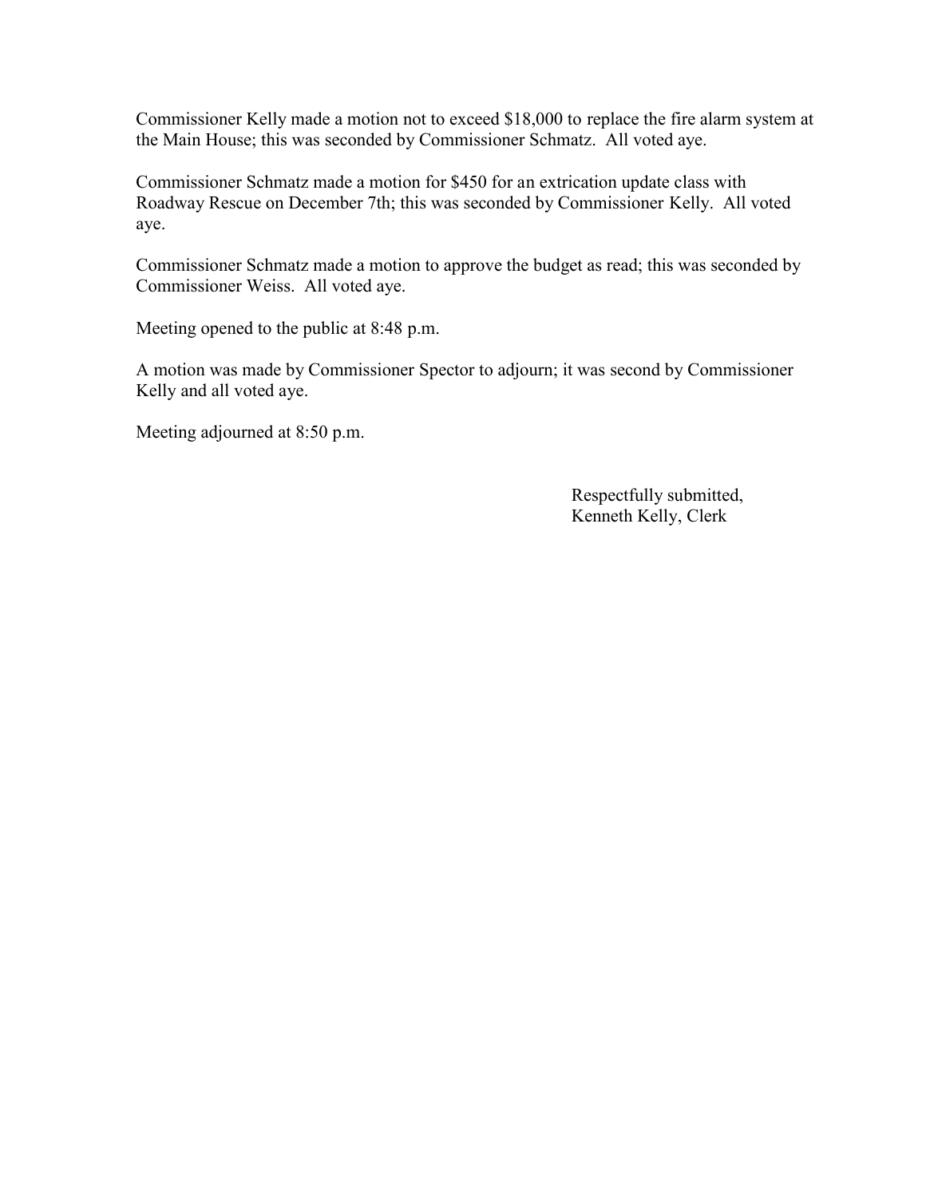Commissioner Kelly made a motion not to exceed $18,000 to replace the fire alarm system at the Main House; this was seconded by Commissioner Schmatz. All voted aye.

Commissioner Schmatz made a motion for $450 for an extrication update class with Roadway Rescue on December 7th; this was seconded by Commissioner Kelly. All voted aye.

Commissioner Schmatz made a motion to approve the budget as read; this was seconded by Commissioner Weiss. All voted aye.

Meeting opened to the public at 8:48 p.m.

A motion was made by Commissioner Spector to adjourn; it was second by Commissioner Kelly and all voted aye.

Meeting adjourned at 8:50 p.m.

Respectfully submitted,
Kenneth Kelly, Clerk